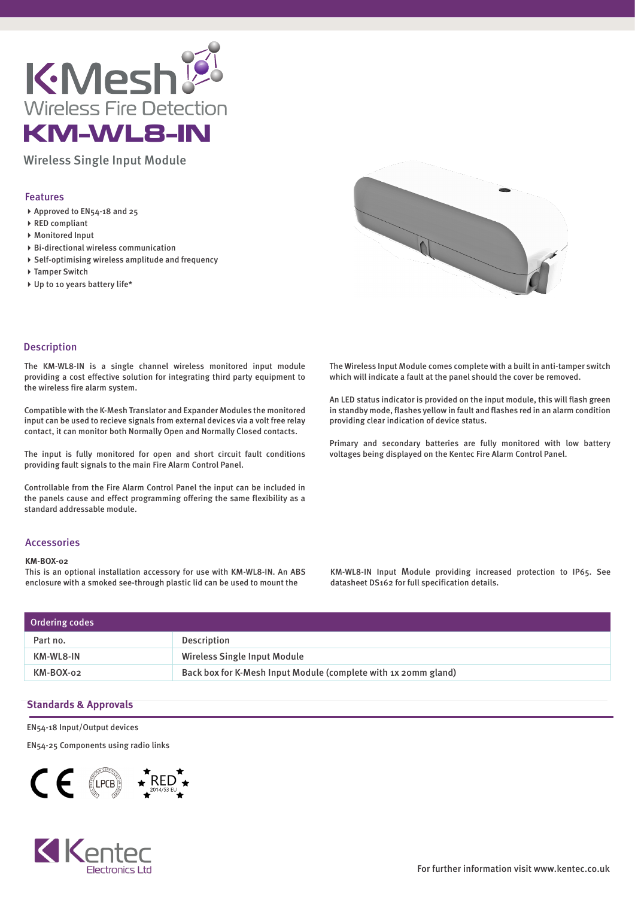# K·Mesh

Wireless Fire Detection

# KM-WL8-IN

Wireless Single Input Module

## Features

- Approved to EN54-18 and 25
- RED compliant
- Monitored Input
- Bi-directional wireless communication
- Self-optimising wireless amplitude and frequency
- Tamper Switch
- Up to 10 years battery life*

## Description

The KM-WL8-IN is a single channel wireless monitored input module providing a cost effective solution for integrating third party equipment to the wireless fire alarm system.

Compatible with the K-Mesh Translator and Expander Modules the monitored input can be used to recieve signals from external devices via a volt free relay contact, it can monitor both Normally Open and Normally Closed contacts.

The input is fully monitored for open and short circuit fault conditions providing fault signals to the main Fire Alarm Control Panel.

Controllable from the Fire Alarm Control Panel the input can be included in the panels cause and effect programming offering the same flexibility as a standard addressable module.

The Wireless Input Module comes complete with a built in anti-tamper switch which will indicate a fault at the panel should the cover be removed.

An LED status indicator is provided on the input module, this will flash green in standby mode, flashes yellow in fault and flashes red in an alarm condition providing clear indication of device status.

Primary and secondary batteries are fully monitored with low battery voltages being displayed on the Kentec Fire Alarm Control Panel.

## Accessories

**KM-BOX-02**

This is an optional installation accessory for use with KM-WL8-IN. An ABS enclosure with a smoked see-through plastic lid can be used to mount the KM-WL8-IN Input Module providing increased protection to IP65. See datasheet DS162 for full specification details.

## Ordering codes

| Part no. | Description |
| --- | --- |
| KM-WL8-IN | Wireless Single Input Module |
| KM-BOX-02 | Back box for K-Mesh Input Module (complete with 1x 20mm gland) |

## Standards & Approvals

EN54-18 Input/Output devices

EN54-25 Components using radio links

CE LPCB RED 2014/53 EU

Kentec Electronics Ltd

For further information visit www.kentec.co.uk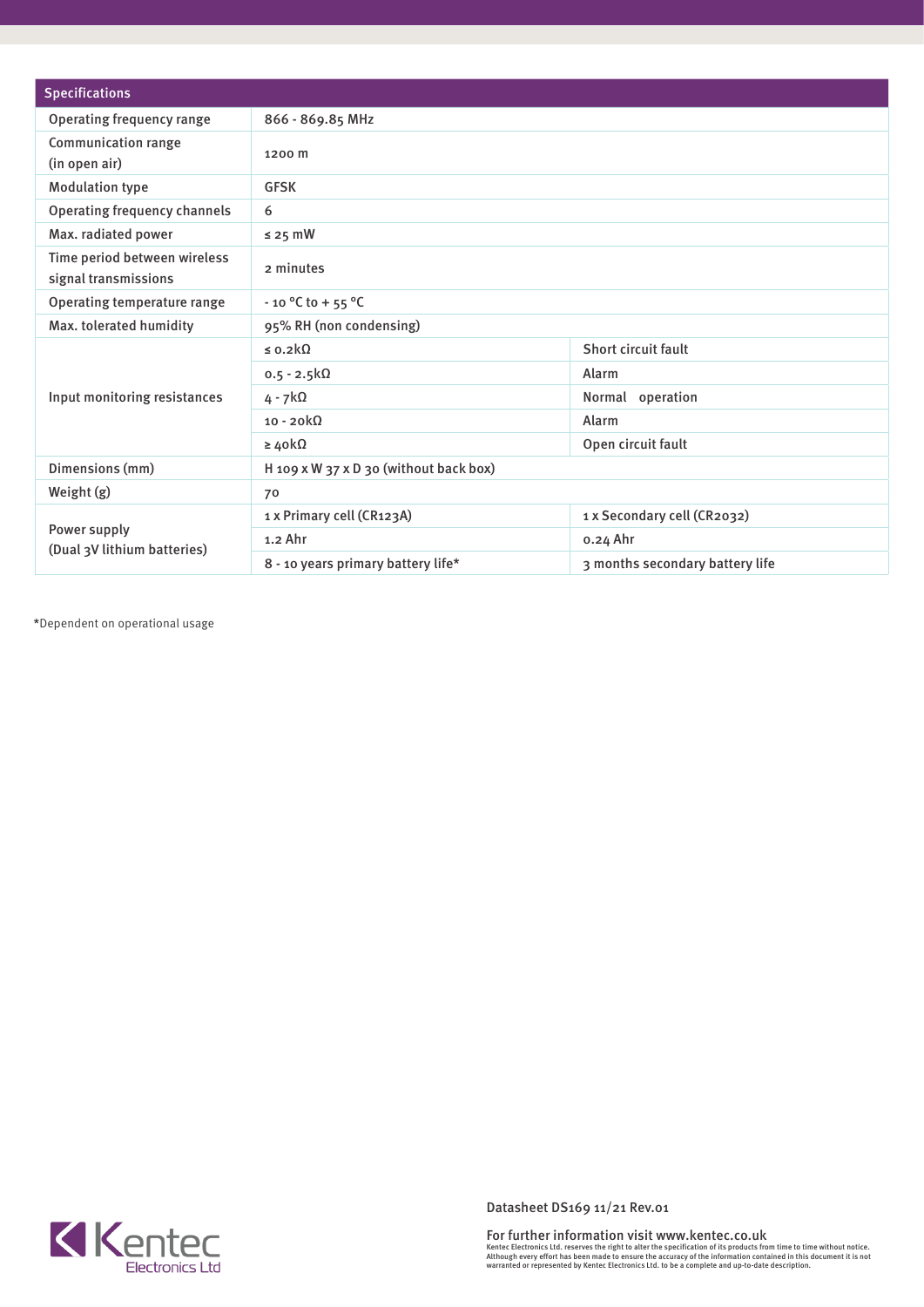| Specifications | | |
|---|---|---|
| Operating frequency range | 866 - 869.85 MHz | |
| Communication range (in open air) | 1200 m | |
| Modulation type | GFSK | |
| Operating frequency channels | 6 | |
| Max. radiated power | ≤ 25 mW | |
| Time period between wireless signal transmissions | 2 minutes | |
| Operating temperature range | - 10 °C to + 55 °C | |
| Max. tolerated humidity | 95% RH (non condensing) | |
| Input monitoring resistances | ≤ 0.2kΩ | Short circuit fault |
| | 0.5 - 2.5kΩ | Alarm |
| | 4 - 7kΩ | Normal operation |
| | 10 - 20kΩ | Alarm |
| | ≥ 40kΩ | Open circuit fault |
| Dimensions (mm) | H 109 x W 37 x D 30 (without back box) | |
| Weight (g) | 70 | |
| Power supply (Dual 3V lithium batteries) | 1 x Primary cell (CR123A) | 1 x Secondary cell (CR2032) |
| | 1.2 Ahr | 0.24 Ahr |
| | 8 - 10 years primary battery life* | 3 months secondary battery life |

*Dependent on operational usage

Datasheet DS169 11/21 Rev.01

For further information visit www.kentec.co.uk

Kentec Electronics Ltd. reserves the right to alter the specification of its products from time to time without notice. Although every effort has been made to ensure the accuracy of the information contained in this document it is not warranted or represented by Kentec Electronics Ltd. to be a complete and up-to-date description.

Kentec Electronics Ltd